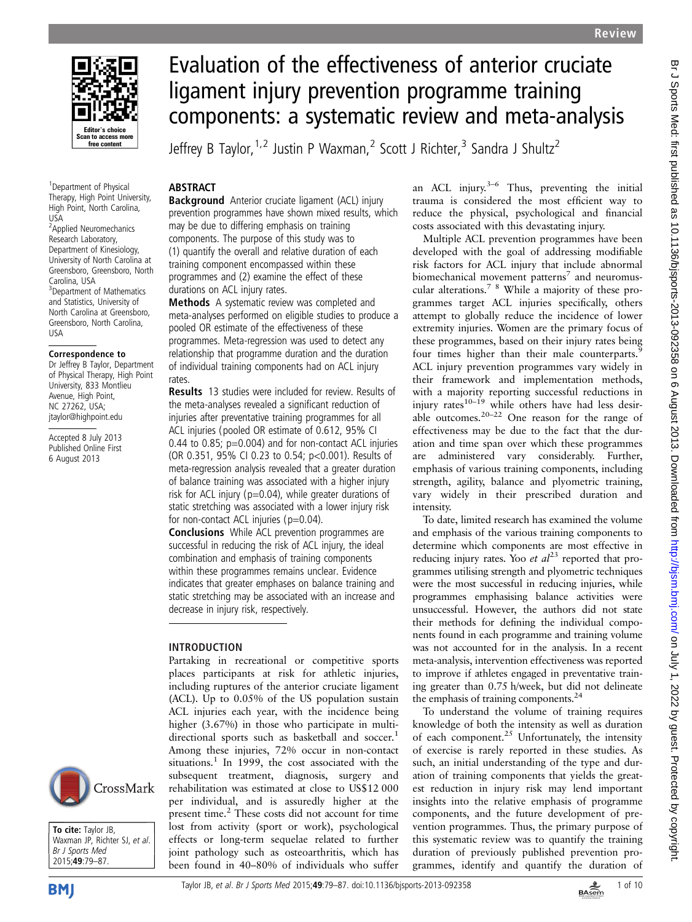# Evaluation of the effectiveness of anterior cruciate ligament injury prevention programme training components: a systematic review and meta-analysis

Jeffrey B Taylor,[1,2] Justin P Waxman,[2] Scott J Richter,[3] Sandra J Shultz[2]

[1]Department of Physical Therapy, High Point University, High Point, North Carolina, USA
[2]Applied Neuromechanics Research Laboratory, Department of Kinesiology, University of North Carolina at Greensboro, Greensboro, North Carolina, USA
[3]Department of Mathematics and Statistics, University of North Carolina at Greensboro, Greensboro, North Carolina, USA

**Correspondence to**
Dr Jeffrey B Taylor, Department of Physical Therapy, High Point University, 833 Montlieu Avenue, High Point, NC 27262, USA; jtaylor@highpoint.edu

Accepted 8 July 2013
Published Online First 6 August 2013

**To cite:** Taylor JB, Waxman JP, Richter SJ, *et al*. *Br J Sports Med* 2015;**49**:79–87.

## ABSTRACT

**Background** Anterior cruciate ligament (ACL) injury prevention programmes have shown mixed results, which may be due to differing emphasis on training components. The purpose of this study was to (1) quantify the overall and relative duration of each training component encompassed within these programmes and (2) examine the effect of these durations on ACL injury rates.

**Methods** A systematic review was completed and meta-analyses performed on eligible studies to produce a pooled OR estimate of the effectiveness of these programmes. Meta-regression was used to detect any relationship that programme duration and the duration of individual training components had on ACL injury rates.

**Results** 13 studies were included for review. Results of the meta-analyses revealed a significant reduction of injuries after preventative training programmes for all ACL injuries (pooled OR estimate of 0.612, 95% CI 0.44 to 0.85; p=0.004) and for non-contact ACL injuries (OR 0.351, 95% CI 0.23 to 0.54; p<0.001). Results of meta-regression analysis revealed that a greater duration of balance training was associated with a higher injury risk for ACL injury (p=0.04), while greater durations of static stretching was associated with a lower injury risk for non-contact ACL injuries (p=0.04).

**Conclusions** While ACL prevention programmes are successful in reducing the risk of ACL injury, the ideal combination and emphasis of training components within these programmes remains unclear. Evidence indicates that greater emphases on balance training and static stretching may be associated with an increase and decrease in injury risk, respectively.

## INTRODUCTION

Partaking in recreational or competitive sports places participants at risk for athletic injuries, including ruptures of the anterior cruciate ligament (ACL). Up to 0.05% of the US population sustain ACL injuries each year, with the incidence being higher (3.67%) in those who participate in multi-directional sports such as basketball and soccer.[1] Among these injuries, 72% occur in non-contact situations.[1] In 1999, the cost associated with the subsequent treatment, diagnosis, surgery and rehabilitation was estimated at close to US$12 000 per individual, and is assuredly higher at the present time.[2] These costs did not account for time lost from activity (sport or work), psychological effects or long-term sequelae related to further joint pathology such as osteoarthritis, which has been found in 40–80% of individuals who suffer an ACL injury.[3–6] Thus, preventing the initial trauma is considered the most efficient way to reduce the physical, psychological and financial costs associated with this devastating injury.

Multiple ACL prevention programmes have been developed with the goal of addressing modifiable risk factors for ACL injury that include abnormal biomechanical movement patterns[7] and neuromuscular alterations.[7 8] While a majority of these programmes target ACL injuries specifically, others attempt to globally reduce the incidence of lower extremity injuries. Women are the primary focus of these programmes, based on their injury rates being four times higher than their male counterparts.[9] ACL injury prevention programmes vary widely in their framework and implementation methods, with a majority reporting successful reductions in injury rates[10–19] while others have had less desirable outcomes.[20–22] One reason for the range of effectiveness may be due to the fact that the duration and time span over which these programmes are administered vary considerably. Further, emphasis of various training components, including strength, agility, balance and plyometric training, vary widely in their prescribed duration and intensity.

To date, limited research has examined the volume and emphasis of the various training components to determine which components are most effective in reducing injury rates. Yoo *et al*[23] reported that programmes utilising strength and plyometric techniques were the most successful in reducing injuries, while programmes emphasising balance activities were unsuccessful. However, the authors did not state their methods for defining the individual components found in each programme and training volume was not accounted for in the analysis. In a recent meta-analysis, intervention effectiveness was reported to improve if athletes engaged in preventative training greater than 0.75 h/week, but did not delineate the emphasis of training components.[24]

To understand the volume of training requires knowledge of both the intensity as well as duration of each component.[25] Unfortunately, the intensity of exercise is rarely reported in these studies. As such, an initial understanding of the type and duration of training components that yields the greatest reduction in injury risk may lend important insights into the relative emphasis of programme components, and the future development of prevention programmes. Thus, the primary purpose of this systematic review was to quantify the training duration of previously published prevention programmes, identify and quantify the duration of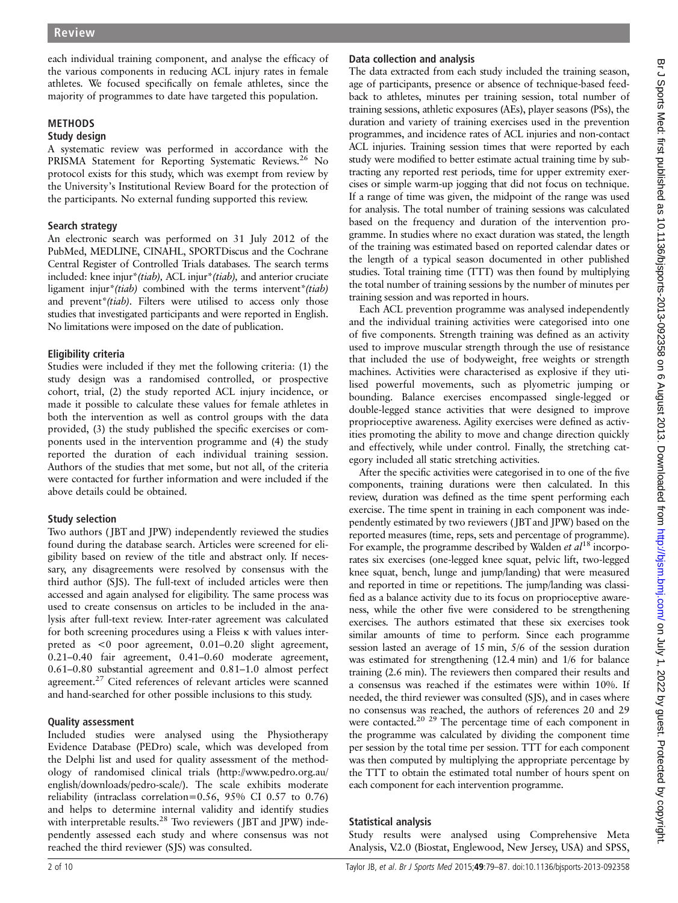each individual training component, and analyse the efficacy of the various components in reducing ACL injury rates in female athletes. We focused specifically on female athletes, since the majority of programmes to date have targeted this population.

## METHODS

### Study design

A systematic review was performed in accordance with the PRISMA Statement for Reporting Systematic Reviews.[26] No protocol exists for this study, which was exempt from review by the University's Institutional Review Board for the protection of the participants. No external funding supported this review.

### Search strategy

An electronic search was performed on 31 July 2012 of the PubMed, MEDLINE, CINAHL, SPORTDiscus and the Cochrane Central Register of Controlled Trials databases. The search terms included: knee injur*(*tiab*), ACL injur*(*tiab*), and anterior cruciate ligament injur*(*tiab*) combined with the terms intervent*(*tiab*) and prevent*(*tiab*). Filters were utilised to access only those studies that investigated participants and were reported in English. No limitations were imposed on the date of publication.

### Eligibility criteria

Studies were included if they met the following criteria: (1) the study design was a randomised controlled, or prospective cohort, trial, (2) the study reported ACL injury incidence, or made it possible to calculate these values for female athletes in both the intervention as well as control groups with the data provided, (3) the study published the specific exercises or components used in the intervention programme and (4) the study reported the duration of each individual training session. Authors of the studies that met some, but not all, of the criteria were contacted for further information and were included if the above details could be obtained.

### Study selection

Two authors (JBT and JPW) independently reviewed the studies found during the database search. Articles were screened for eligibility based on review of the title and abstract only. If necessary, any disagreements were resolved by consensus with the third author (SJS). The full-text of included articles were then accessed and again analysed for eligibility. The same process was used to create consensus on articles to be included in the analysis after full-text review. Inter-rater agreement was calculated for both screening procedures using a Fleiss κ with values interpreted as <0 poor agreement, 0.01–0.20 slight agreement, 0.21–0.40 fair agreement, 0.41–0.60 moderate agreement, 0.61–0.80 substantial agreement and 0.81–1.0 almost perfect agreement.[27] Cited references of relevant articles were scanned and hand-searched for other possible inclusions to this study.

### Quality assessment

Included studies were analysed using the Physiotherapy Evidence Database (PEDro) scale, which was developed from the Delphi list and used for quality assessment of the methodology of randomised clinical trials (http://www.pedro.org.au/english/downloads/pedro-scale/). The scale exhibits moderate reliability (intraclass correlation=0.56, 95% CI 0.57 to 0.76) and helps to determine internal validity and identify studies with interpretable results.[28] Two reviewers (JBT and JPW) independently assessed each study and where consensus was not reached the third reviewer (SJS) was consulted.

### Data collection and analysis

The data extracted from each study included the training season, age of participants, presence or absence of technique-based feedback to athletes, minutes per training session, total number of training sessions, athletic exposures (AEs), player seasons (PSs), the duration and variety of training exercises used in the prevention programmes, and incidence rates of ACL injuries and non-contact ACL injuries. Training session times that were reported by each study were modified to better estimate actual training time by subtracting any reported rest periods, time for upper extremity exercises or simple warm-up jogging that did not focus on technique. If a range of time was given, the midpoint of the range was used for analysis. The total number of training sessions was calculated based on the frequency and duration of the intervention programme. In studies where no exact duration was stated, the length of the training was estimated based on reported calendar dates or the length of a typical season documented in other published studies. Total training time (TTT) was then found by multiplying the total number of training sessions by the number of minutes per training session and was reported in hours.

Each ACL prevention programme was analysed independently and the individual training activities were categorised into one of five components. Strength training was defined as an activity used to improve muscular strength through the use of resistance that included the use of bodyweight, free weights or strength machines. Activities were characterised as explosive if they utilised powerful movements, such as plyometric jumping or bounding. Balance exercises encompassed single-legged or double-legged stance activities that were designed to improve proprioceptive awareness. Agility exercises were defined as activities promoting the ability to move and change direction quickly and effectively, while under control. Finally, the stretching category included all static stretching activities.

After the specific activities were categorised in to one of the five components, training durations were then calculated. In this review, duration was defined as the time spent performing each exercise. The time spent in training in each component was independently estimated by two reviewers (JBT and JPW) based on the reported measures (time, reps, sets and percentage of programme). For example, the programme described by Walden *et al*[18] incorporates six exercises (one-legged knee squat, pelvic lift, two-legged knee squat, bench, lunge and jump/landing) that were measured and reported in time or repetitions. The jump/landing was classified as a balance activity due to its focus on proprioceptive awareness, while the other five were considered to be strengthening exercises. The authors estimated that these six exercises took similar amounts of time to perform. Since each programme session lasted an average of 15 min, 5/6 of the session duration was estimated for strengthening (12.4 min) and 1/6 for balance training (2.6 min). The reviewers then compared their results and a consensus was reached if the estimates were within 10%. If needed, the third reviewer was consulted (SJS), and in cases where no consensus was reached, the authors of references 20 and 29 were contacted.[20 29] The percentage time of each component in the programme was calculated by dividing the component time per session by the total time per session. TTT for each component was then computed by multiplying the appropriate percentage by the TTT to obtain the estimated total number of hours spent on each component for each intervention programme.

### Statistical analysis

Study results were analysed using Comprehensive Meta Analysis, V.2.0 (Biostat, Englewood, New Jersey, USA) and SPSS,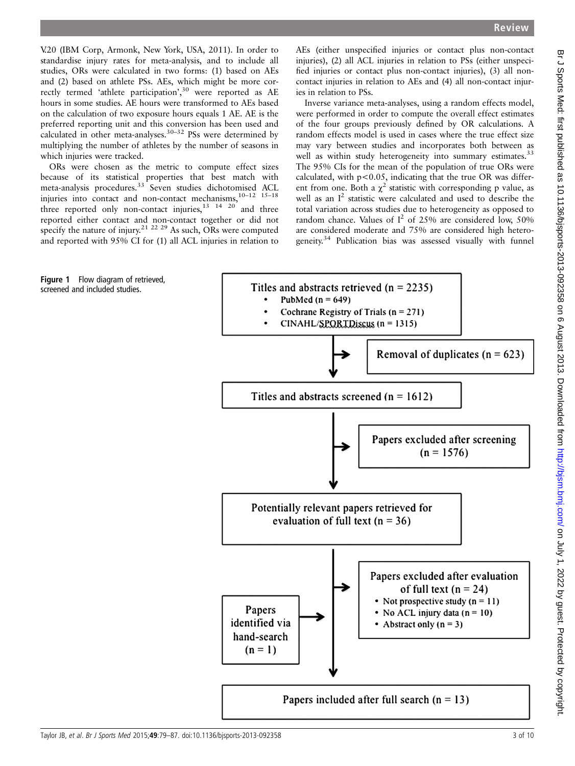V.20 (IBM Corp, Armonk, New York, USA, 2011). In order to standardise injury rates for meta-analysis, and to include all studies, ORs were calculated in two forms: (1) based on AEs and (2) based on athlete PSs. AEs, which might be more correctly termed 'athlete participation',[30] were reported as AE hours in some studies. AE hours were transformed to AEs based on the calculation of two exposure hours equals 1 AE. AE is the preferred reporting unit and this conversion has been used and calculated in other meta-analyses.[30–32] PSs were determined by multiplying the number of athletes by the number of seasons in which injuries were tracked.

ORs were chosen as the metric to compute effect sizes because of its statistical properties that best match with meta-analysis procedures.[33] Seven studies dichotomised ACL injuries into contact and non-contact mechanisms,[10–12 15–18] three reported only non-contact injuries,[13 14 20] and three reported either contact and non-contact together or did not specify the nature of injury.[21 22 29] As such, ORs were computed and reported with 95% CI for (1) all ACL injuries in relation to AEs (either unspecified injuries or contact plus non-contact injuries), (2) all ACL injuries in relation to PSs (either unspecified injuries or contact plus non-contact injuries), (3) all non-contact injuries in relation to AEs and (4) all non-contact injuries in relation to PSs.

Inverse variance meta-analyses, using a random effects model, were performed in order to compute the overall effect estimates of the four groups previously defined by OR calculations. A random effects model is used in cases where the true effect size may vary between studies and incorporates both between as well as within study heterogeneity into summary estimates.[33] The 95% CIs for the mean of the population of true ORs were calculated, with $p<0.05$, indicating that the true OR was different from one. Both a $\chi^2$ statistic with corresponding p value, as well as an $I^2$ statistic were calculated and used to describe the total variation across studies due to heterogeneity as opposed to random chance. Values of $I^2$ of 25% are considered low, 50% are considered moderate and 75% are considered high heterogeneity.[34] Publication bias was assessed visually with funnel

Titles and abstracts retrieved (n = 2235)
- PubMed (n = 649)
- Cochrane Registry of Trials (n = 271)
- CINAHL/SPORTDiscus (n = 1315)

Removal of duplicates (n = 623)

Titles and abstracts screened (n = 1612)

Papers excluded after screening (n = 1576)

Potentially relevant papers retrieved for evaluation of full text (n = 36)

Papers excluded after evaluation of full text (n = 24)
- Not prospective study (n = 11)
- No ACL injury data (n = 10)
- Abstract only (n = 3)

Papers identified via hand-search (n = 1)

Papers included after full search (n = 13)

**Figure 1** Flow diagram of retrieved, screened and included studies.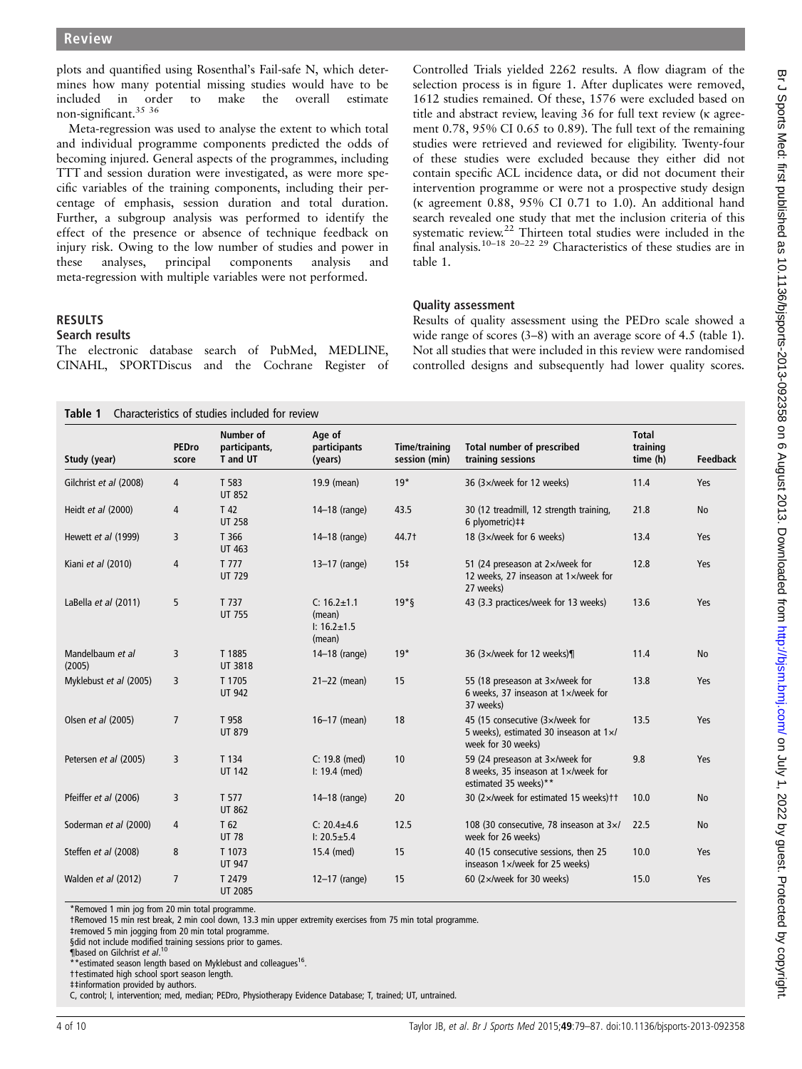plots and quantified using Rosenthal's Fail-safe N, which determines how many potential missing studies would have to be included in order to make the overall estimate non-significant.[35 36]

Meta-regression was used to analyse the extent to which total and individual programme components predicted the odds of becoming injured. General aspects of the programmes, including TTT and session duration were investigated, as were more specific variables of the training components, including their percentage of emphasis, session duration and total duration. Further, a subgroup analysis was performed to identify the effect of the presence or absence of technique feedback on injury risk. Owing to the low number of studies and power in these analyses, principal components analysis and meta-regression with multiple variables were not performed.

## RESULTS

### Search results

The electronic database search of PubMed, MEDLINE, CINAHL, SPORTDiscus and the Cochrane Register of Controlled Trials yielded 2262 results. A flow diagram of the selection process is in figure 1. After duplicates were removed, 1612 studies remained. Of these, 1576 were excluded based on title and abstract review, leaving 36 for full text review (κ agreement 0.78, 95% CI 0.65 to 0.89). The full text of the remaining studies were retrieved and reviewed for eligibility. Twenty-four of these studies were excluded because they either did not contain specific ACL incidence data, or did not document their intervention programme or were not a prospective study design (κ agreement 0.88, 95% CI 0.71 to 1.0). An additional hand search revealed one study that met the inclusion criteria of this systematic review.[22] Thirteen total studies were included in the final analysis.[10–18 20–22 29] Characteristics of these studies are in table 1.

### Quality assessment

Results of quality assessment using the PEDro scale showed a wide range of scores (3–8) with an average score of 4.5 (table 1). Not all studies that were included in this review were randomised controlled designs and subsequently had lower quality scores.

**Table 1** Characteristics of studies included for review

| Study (year) | PEDro score | Number of participants, T and UT | Age of participants (years) | Time/training session (min) | Total number of prescribed training sessions | Total training time (h) | Feedback |
|---|---|---|---|---|---|---|---|
| Gilchrist *et al* (2008) | 4 | T 583<br>UT 852 | 19.9 (mean) | 19* | 36 (3×/week for 12 weeks) | 11.4 | Yes |
| Heidt *et al* (2000) | 4 | T 42<br>UT 258 | 14–18 (range) | 43.5 | 30 (12 treadmill, 12 strength training, 6 plyometric)‡‡ | 21.8 | No |
| Hewett *et al* (1999) | 3 | T 366<br>UT 463 | 14–18 (range) | 44.7† | 18 (3×/week for 6 weeks) | 13.4 | Yes |
| Kiani *et al* (2010) | 4 | T 777<br>UT 729 | 13–17 (range) | 15‡ | 51 (24 preseason at 2×/week for 12 weeks, 27 inseason at 1×/week for 27 weeks) | 12.8 | Yes |
| LaBella *et al* (2011) | 5 | T 737<br>UT 755 | C: 16.2±1.1 (mean)<br>I: 16.2±1.5 (mean) | 19*§ | 43 (3.3 practices/week for 13 weeks) | 13.6 | Yes |
| Mandelbaum *et al* (2005) | 3 | T 1885<br>UT 3818 | 14–18 (range) | 19* | 36 (3×/week for 12 weeks)¶ | 11.4 | No |
| Myklebust *et al* (2005) | 3 | T 1705<br>UT 942 | 21–22 (mean) | 15 | 55 (18 preseason at 3×/week for 6 weeks, 37 inseason at 1×/week for 37 weeks) | 13.8 | Yes |
| Olsen *et al* (2005) | 7 | T 958<br>UT 879 | 16–17 (mean) | 18 | 45 (15 consecutive (3×/week for 5 weeks), estimated 30 inseason at 1×/week for 30 weeks) | 13.5 | Yes |
| Petersen *et al* (2005) | 3 | T 134<br>UT 142 | C: 19.8 (med)<br>I: 19.4 (med) | 10 | 59 (24 preseason at 3×/week for 8 weeks, 35 inseason at 1×/week for estimated 35 weeks)** | 9.8 | Yes |
| Pfeiffer *et al* (2006) | 3 | T 577<br>UT 862 | 14–18 (range) | 20 | 30 (2×/week for estimated 15 weeks)†† | 10.0 | No |
| Soderman *et al* (2000) | 4 | T 62<br>UT 78 | C: 20.4±4.6<br>I: 20.5±5.4 | 12.5 | 108 (30 consecutive, 78 inseason at 3×/week for 26 weeks) | 22.5 | No |
| Steffen *et al* (2008) | 8 | T 1073<br>UT 947 | 15.4 (med) | 15 | 40 (15 consecutive sessions, then 25 inseason 1×/week for 25 weeks) | 10.0 | Yes |
| Walden *et al* (2012) | 7 | T 2479<br>UT 2085 | 12–17 (range) | 15 | 60 (2×/week for 30 weeks) | 15.0 | Yes |

*Removed 1 min jog from 20 min total programme.
†Removed 15 min rest break, 2 min cool down, 13.3 min upper extremity exercises from 75 min total programme.
‡removed 5 min jogging from 20 min total programme.
§did not include modified training sessions prior to games.
¶based on Gilchrist *et al*.[10]
**estimated season length based on Myklebust and colleagues[16].
††estimated high school sport season length.
‡‡information provided by authors.
C, control; I, intervention; med, median; PEDro, Physiotherapy Evidence Database; T, trained; UT, untrained.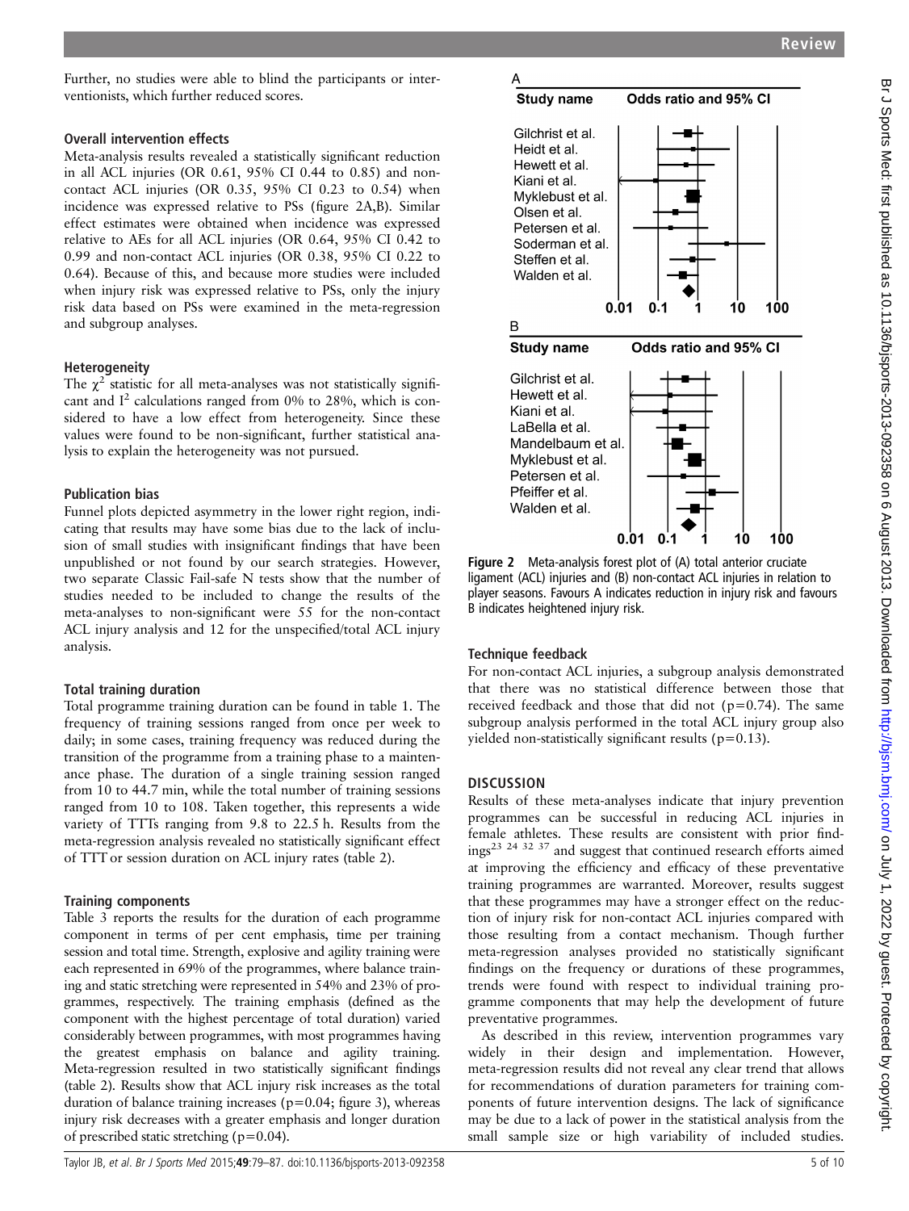Further, no studies were able to blind the participants or interventionists, which further reduced scores.

### Overall intervention effects

Meta-analysis results revealed a statistically significant reduction in all ACL injuries (OR 0.61, 95% CI 0.44 to 0.85) and non-contact ACL injuries (OR 0.35, 95% CI 0.23 to 0.54) when incidence was expressed relative to PSs (figure 2A,B). Similar effect estimates were obtained when incidence was expressed relative to AEs for all ACL injuries (OR 0.64, 95% CI 0.42 to 0.99 and non-contact ACL injuries (OR 0.38, 95% CI 0.22 to 0.64). Because of this, and because more studies were included when injury risk was expressed relative to PSs, only the injury risk data based on PSs were examined in the meta-regression and subgroup analyses.

### Heterogeneity

The $\chi^2$ statistic for all meta-analyses was not statistically significant and $I^2$ calculations ranged from 0% to 28%, which is considered to have a low effect from heterogeneity. Since these values were found to be non-significant, further statistical analysis to explain the heterogeneity was not pursued.

### Publication bias

Funnel plots depicted asymmetry in the lower right region, indicating that results may have some bias due to the lack of inclusion of small studies with insignificant findings that have been unpublished or not found by our search strategies. However, two separate Classic Fail-safe N tests show that the number of studies needed to be included to change the results of the meta-analyses to non-significant were 55 for the non-contact ACL injury analysis and 12 for the unspecified/total ACL injury analysis.

### Total training duration

Total programme training duration can be found in table 1. The frequency of training sessions ranged from once per week to daily; in some cases, training frequency was reduced during the transition of the programme from a training phase to a maintenance phase. The duration of a single training session ranged from 10 to 44.7 min, while the total number of training sessions ranged from 10 to 108. Taken together, this represents a wide variety of TTTs ranging from 9.8 to 22.5 h. Results from the meta-regression analysis revealed no statistically significant effect of TTT or session duration on ACL injury rates (table 2).

### Training components

Table 3 reports the results for the duration of each programme component in terms of per cent emphasis, time per training session and total time. Strength, explosive and agility training were each represented in 69% of the programmes, where balance training and static stretching were represented in 54% and 23% of programmes, respectively. The training emphasis (defined as the component with the highest percentage of total duration) varied considerably between programmes, with most programmes having the greatest emphasis on balance and agility training. Meta-regression resulted in two statistically significant findings (table 2). Results show that ACL injury risk increases as the total duration of balance training increases (p=0.04; figure 3), whereas injury risk decreases with a greater emphasis and longer duration of prescribed static stretching (p=0.04).

A

Study name — Odds ratio and 95% CI

Gilchrist et al.
Heidt et al.
Hewett et al.
Kiani et al.
Myklebust et al.
Olsen et al.
Petersen et al.
Soderman et al.
Steffen et al.
Walden et al.

0.01 0.1 1 10 100

B

Study name — Odds ratio and 95% CI

Gilchrist et al.
Hewett et al.
Kiani et al.
LaBella et al.
Mandelbaum et al.
Myklebust et al.
Petersen et al.
Pfeiffer et al.
Walden et al.

0.01 0.1 1 10 100

**Figure 2** Meta-analysis forest plot of (A) total anterior cruciate ligament (ACL) injuries and (B) non-contact ACL injuries in relation to player seasons. Favours A indicates reduction in injury risk and favours B indicates heightened injury risk.

### Technique feedback

For non-contact ACL injuries, a subgroup analysis demonstrated that there was no statistical difference between those that received feedback and those that did not (p=0.74). The same subgroup analysis performed in the total ACL injury group also yielded non-statistically significant results (p=0.13).

## DISCUSSION

Results of these meta-analyses indicate that injury prevention programmes can be successful in reducing ACL injuries in female athletes. These results are consistent with prior findings[23 24 32 37] and suggest that continued research efforts aimed at improving the efficiency and efficacy of these preventative training programmes are warranted. Moreover, results suggest that these programmes may have a stronger effect on the reduction of injury risk for non-contact ACL injuries compared with those resulting from a contact mechanism. Though further meta-regression analyses provided no statistically significant findings on the frequency or durations of these programmes, trends were found with respect to individual training programme components that may help the development of future preventative programmes.

As described in this review, intervention programmes vary widely in their design and implementation. However, meta-regression results did not reveal any clear trend that allows for recommendations of duration parameters for training components of future intervention designs. The lack of significance may be due to a lack of power in the statistical analysis from the small sample size or high variability of included studies.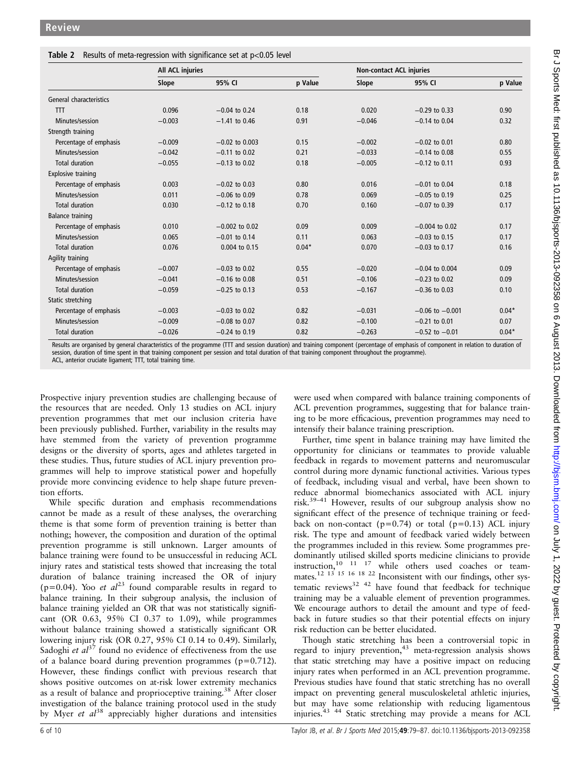**Table 2** Results of meta-regression with significance set at p<0.05 level

| | All ACL injuries | | | Non-contact ACL injuries | | |
|---|---|---|---|---|---|---|
| | Slope | 95% CI | p Value | Slope | 95% CI | p Value |
| General characteristics | | | | | | |
| TTT | 0.096 | −0.04 to 0.24 | 0.18 | 0.020 | −0.29 to 0.33 | 0.90 |
| Minutes/session | −0.003 | −1.41 to 0.46 | 0.91 | −0.046 | −0.14 to 0.04 | 0.32 |
| Strength training | | | | | | |
| Percentage of emphasis | −0.009 | −0.02 to 0.003 | 0.15 | −0.002 | −0.02 to 0.01 | 0.80 |
| Minutes/session | −0.042 | −0.11 to 0.02 | 0.21 | −0.033 | −0.14 to 0.08 | 0.55 |
| Total duration | −0.055 | −0.13 to 0.02 | 0.18 | −0.005 | −0.12 to 0.11 | 0.93 |
| Explosive training | | | | | | |
| Percentage of emphasis | 0.003 | −0.02 to 0.03 | 0.80 | 0.016 | −0.01 to 0.04 | 0.18 |
| Minutes/session | 0.011 | −0.06 to 0.09 | 0.78 | 0.069 | −0.05 to 0.19 | 0.25 |
| Total duration | 0.030 | −0.12 to 0.18 | 0.70 | 0.160 | −0.07 to 0.39 | 0.17 |
| Balance training | | | | | | |
| Percentage of emphasis | 0.010 | −0.002 to 0.02 | 0.09 | 0.009 | −0.004 to 0.02 | 0.17 |
| Minutes/session | 0.065 | −0.01 to 0.14 | 0.11 | 0.063 | −0.03 to 0.15 | 0.17 |
| Total duration | 0.076 | 0.004 to 0.15 | 0.04* | 0.070 | −0.03 to 0.17 | 0.16 |
| Agility training | | | | | | |
| Percentage of emphasis | −0.007 | −0.03 to 0.02 | 0.55 | −0.020 | −0.04 to 0.004 | 0.09 |
| Minutes/session | −0.041 | −0.16 to 0.08 | 0.51 | −0.106 | −0.23 to 0.02 | 0.09 |
| Total duration | −0.059 | −0.25 to 0.13 | 0.53 | −0.167 | −0.36 to 0.03 | 0.10 |
| Static stretching | | | | | | |
| Percentage of emphasis | −0.003 | −0.03 to 0.02 | 0.82 | −0.031 | −0.06 to −0.001 | 0.04* |
| Minutes/session | −0.009 | −0.08 to 0.07 | 0.82 | −0.100 | −0.21 to 0.01 | 0.07 |
| Total duration | −0.026 | −0.24 to 0.19 | 0.82 | −0.263 | −0.52 to −0.01 | 0.04* |

Results are organised by general characteristics of the programme (TTT and session duration) and training component (percentage of emphasis of component in relation to duration of session, duration of time spent in that training component per session and total duration of that training component throughout the programme).
ACL, anterior cruciate ligament; TTT, total training time.

Prospective injury prevention studies are challenging because of the resources that are needed. Only 13 studies on ACL injury prevention programmes that met our inclusion criteria have been previously published. Further, variability in the results may have stemmed from the variety of prevention programme designs or the diversity of sports, ages and athletes targeted in these studies. Thus, future studies of ACL injury prevention programmes will help to improve statistical power and hopefully provide more convincing evidence to help shape future prevention efforts.

While specific duration and emphasis recommendations cannot be made as a result of these analyses, the overarching theme is that some form of prevention training is better than nothing; however, the composition and duration of the optimal prevention programme is still unknown. Larger amounts of balance training were found to be unsuccessful in reducing ACL injury rates and statistical tests showed that increasing the total duration of balance training increased the OR of injury (p=0.04). Yoo *et al*[23] found comparable results in regard to balance training. In their subgroup analysis, the inclusion of balance training yielded an OR that was not statistically significant (OR 0.63, 95% CI 0.37 to 1.09), while programmes without balance training showed a statistically significant OR lowering injury risk (OR 0.27, 95% CI 0.14 to 0.49). Similarly, Sadoghi *et al*[37] found no evidence of effectiveness from the use of a balance board during prevention programmes (p=0.712). However, these findings conflict with previous research that shows positive outcomes on at-risk lower extremity mechanics as a result of balance and proprioceptive training.[38] After closer investigation of the balance training protocol used in the study by Myer *et al*[38] appreciably higher durations and intensities were used when compared with balance training components of ACL prevention programmes, suggesting that for balance training to be more efficacious, prevention programmes may need to intensify their balance training prescription.

Further, time spent in balance training may have limited the opportunity for clinicians or teammates to provide valuable feedback in regards to movement patterns and neuromuscular control during more dynamic functional activities. Various types of feedback, including visual and verbal, have been shown to reduce abnormal biomechanics associated with ACL injury risk.[39–41] However, results of our subgroup analysis show no significant effect of the presence of technique training or feedback on non-contact (p=0.74) or total (p=0.13) ACL injury risk. The type and amount of feedback varied widely between the programmes included in this review. Some programmes predominantly utilised skilled sports medicine clinicians to provide instruction,[10 11 17] while others used coaches or teammates.[12 13 15 16 18 22] Inconsistent with our findings, other systematic reviews[32 42] have found that feedback for technique training may be a valuable element of prevention programmes. We encourage authors to detail the amount and type of feedback in future studies so that their potential effects on injury risk reduction can be better elucidated.

Though static stretching has been a controversial topic in regard to injury prevention,[43] meta-regression analysis shows that static stretching may have a positive impact on reducing injury rates when performed in an ACL prevention programme. Previous studies have found that static stretching has no overall impact on preventing general musculoskeletal athletic injuries, but may have some relationship with reducing ligamentous injuries.[43 44] Static stretching may provide a means for ACL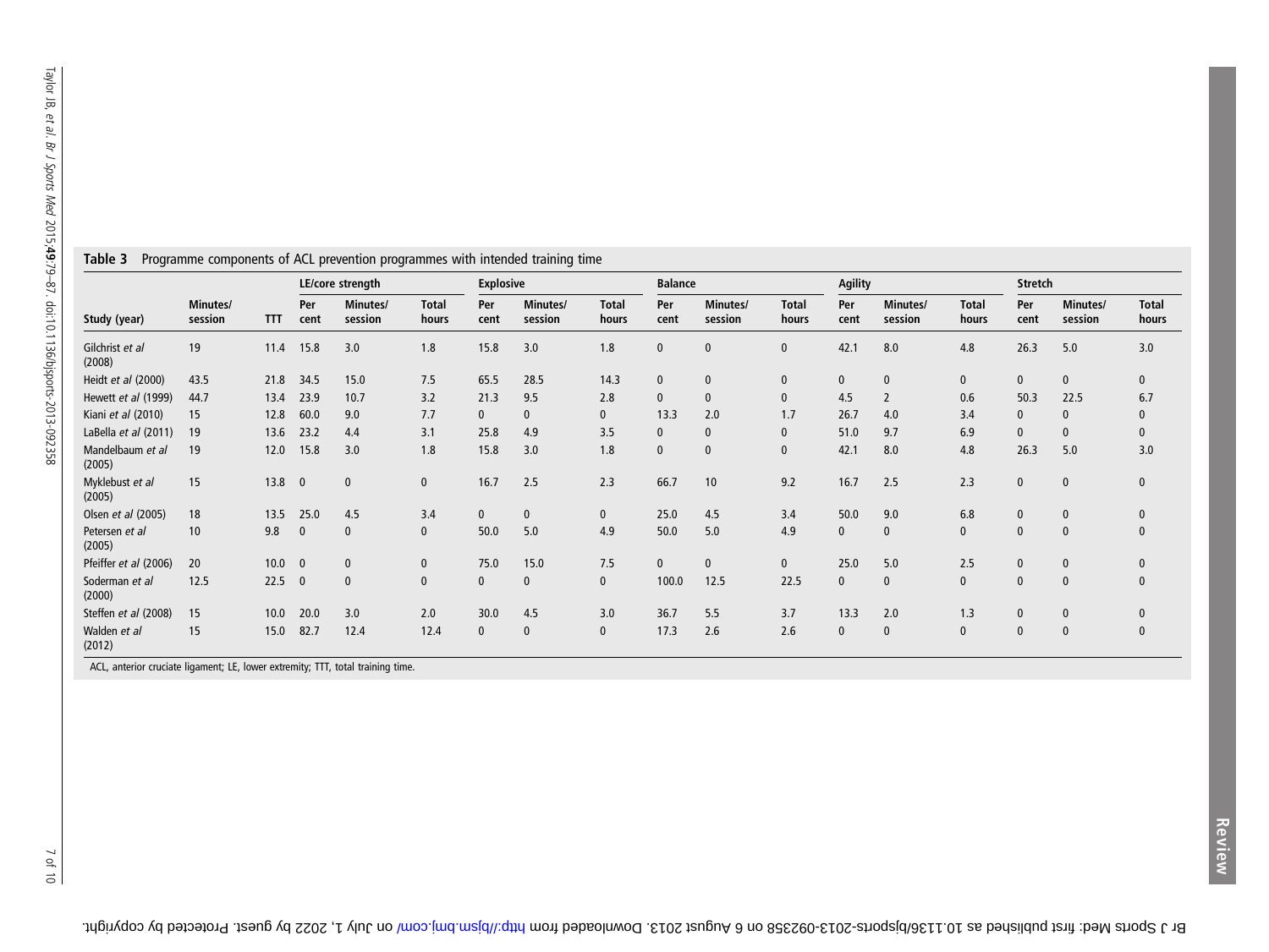**Table 3** Programme components of ACL prevention programmes with intended training time

| | | | LE/core strength | | | Explosive | | | Balance | | | Agility | | | Stretch | | |
|---|---|---|---|---|---|---|---|---|---|---|---|---|---|---|---|---|---|
| Study (year) | Minutes/ session | TTT | Per cent | Minutes/ session | Total hours | Per cent | Minutes/ session | Total hours | Per cent | Minutes/ session | Total hours | Per cent | Minutes/ session | Total hours | Per cent | Minutes/ session | Total hours |
| Gilchrist *et al* (2008) | 19 | 11.4 | 15.8 | 3.0 | 1.8 | 15.8 | 3.0 | 1.8 | 0 | 0 | 0 | 42.1 | 8.0 | 4.8 | 26.3 | 5.0 | 3.0 |
| Heidt *et al* (2000) | 43.5 | 21.8 | 34.5 | 15.0 | 7.5 | 65.5 | 28.5 | 14.3 | 0 | 0 | 0 | 0 | 0 | 0 | 0 | 0 | 0 |
| Hewett *et al* (1999) | 44.7 | 13.4 | 23.9 | 10.7 | 3.2 | 21.3 | 9.5 | 2.8 | 0 | 0 | 0 | 4.5 | 2 | 0.6 | 50.3 | 22.5 | 6.7 |
| Kiani *et al* (2010) | 15 | 12.8 | 60.0 | 9.0 | 7.7 | 0 | 0 | 0 | 13.3 | 2.0 | 1.7 | 26.7 | 4.0 | 3.4 | 0 | 0 | 0 |
| LaBella *et al* (2011) | 19 | 13.6 | 23.2 | 4.4 | 3.1 | 25.8 | 4.9 | 3.5 | 0 | 0 | 0 | 51.0 | 9.7 | 6.9 | 0 | 0 | 0 |
| Mandelbaum *et al* (2005) | 19 | 12.0 | 15.8 | 3.0 | 1.8 | 15.8 | 3.0 | 1.8 | 0 | 0 | 0 | 42.1 | 8.0 | 4.8 | 26.3 | 5.0 | 3.0 |
| Myklebust *et al* (2005) | 15 | 13.8 | 0 | 0 | 0 | 16.7 | 2.5 | 2.3 | 66.7 | 10 | 9.2 | 16.7 | 2.5 | 2.3 | 0 | 0 | 0 |
| Olsen *et al* (2005) | 18 | 13.5 | 25.0 | 4.5 | 3.4 | 0 | 0 | 0 | 25.0 | 4.5 | 3.4 | 50.0 | 9.0 | 6.8 | 0 | 0 | 0 |
| Petersen *et al* (2005) | 10 | 9.8 | 0 | 0 | 0 | 50.0 | 5.0 | 4.9 | 50.0 | 5.0 | 4.9 | 0 | 0 | 0 | 0 | 0 | 0 |
| Pfeiffer *et al* (2006) | 20 | 10.0 | 0 | 0 | 0 | 75.0 | 15.0 | 7.5 | 0 | 0 | 0 | 25.0 | 5.0 | 2.5 | 0 | 0 | 0 |
| Soderman *et al* (2000) | 12.5 | 22.5 | 0 | 0 | 0 | 0 | 0 | 0 | 100.0 | 12.5 | 22.5 | 0 | 0 | 0 | 0 | 0 | 0 |
| Steffen *et al* (2008) | 15 | 10.0 | 20.0 | 3.0 | 2.0 | 30.0 | 4.5 | 3.0 | 36.7 | 5.5 | 3.7 | 13.3 | 2.0 | 1.3 | 0 | 0 | 0 |
| Walden *et al* (2012) | 15 | 15.0 | 82.7 | 12.4 | 12.4 | 0 | 0 | 0 | 17.3 | 2.6 | 2.6 | 0 | 0 | 0 | 0 | 0 | 0 |

ACL, anterior cruciate ligament; LE, lower extremity; TTT, total training time.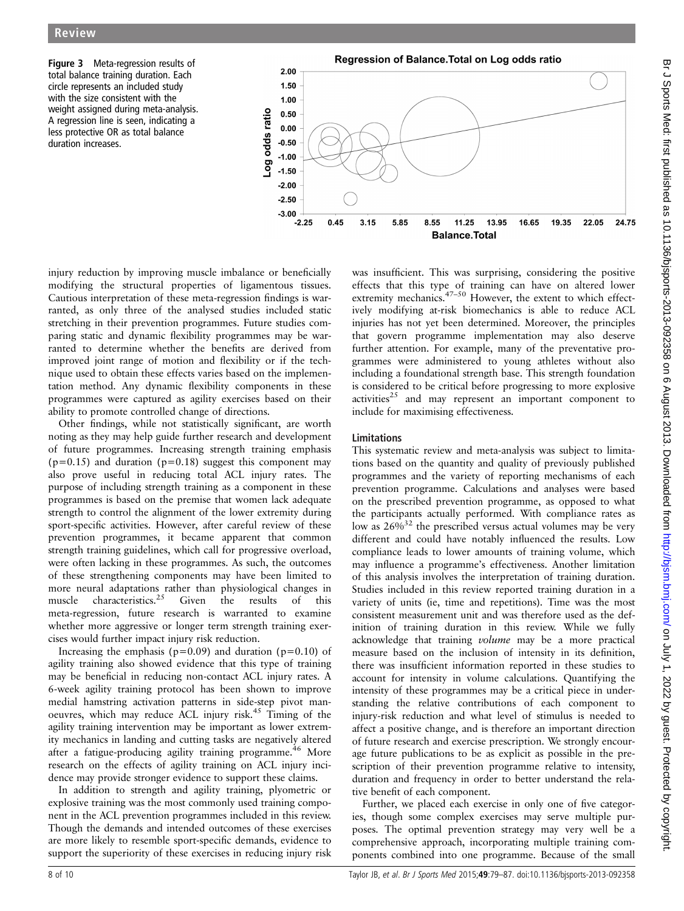**Figure 3** Meta-regression results of total balance training duration. Each circle represents an included study with the size consistent with the weight assigned during meta-analysis. A regression line is seen, indicating a less protective OR as total balance duration increases.

Regression of Balance.Total on Log odds ratio

Log odds ratio

2.00
1.50
1.00
0.50
0.00
-0.50
-1.00
-1.50
-2.00
-2.50
-3.00

-2.25 0.45 3.15 5.85 8.55 11.25 13.95 16.65 19.35 22.05 24.75

Balance.Total

injury reduction by improving muscle imbalance or beneficially modifying the structural properties of ligamentous tissues. Cautious interpretation of these meta-regression findings is warranted, as only three of the analysed studies included static stretching in their prevention programmes. Future studies comparing static and dynamic flexibility programmes may be warranted to determine whether the benefits are derived from improved joint range of motion and flexibility or if the technique used to obtain these effects varies based on the implementation method. Any dynamic flexibility components in these programmes were captured as agility exercises based on their ability to promote controlled change of directions.

Other findings, while not statistically significant, are worth noting as they may help guide further research and development of future programmes. Increasing strength training emphasis ($p=0.15$) and duration ($p=0.18$) suggest this component may also prove useful in reducing total ACL injury rates. The purpose of including strength training as a component in these programmes is based on the premise that women lack adequate strength to control the alignment of the lower extremity during sport-specific activities. However, after careful review of these prevention programmes, it became apparent that common strength training guidelines, which call for progressive overload, were often lacking in these programmes. As such, the outcomes of these strengthening components may have been limited to more neural adaptations rather than physiological changes in muscle characteristics.[25] Given the results of this meta-regression, future research is warranted to examine whether more aggressive or longer term strength training exercises would further impact injury risk reduction.

Increasing the emphasis ($p=0.09$) and duration ($p=0.10$) of agility training also showed evidence that this type of training may be beneficial in reducing non-contact ACL injury rates. A 6-week agility training protocol has been shown to improve medial hamstring activation patterns in side-step pivot manoeuvres, which may reduce ACL injury risk.[45] Timing of the agility training intervention may be important as lower extremity mechanics in landing and cutting tasks are negatively altered after a fatigue-producing agility training programme.[46] More research on the effects of agility training on ACL injury incidence may provide stronger evidence to support these claims.

In addition to strength and agility training, plyometric or explosive training was the most commonly used training component in the ACL prevention programmes included in this review. Though the demands and intended outcomes of these exercises are more likely to resemble sport-specific demands, evidence to support the superiority of these exercises in reducing injury risk was insufficient. This was surprising, considering the positive effects that this type of training can have on altered lower extremity mechanics.[47–50] However, the extent to which effectively modifying at-risk biomechanics is able to reduce ACL injuries has not yet been determined. Moreover, the principles that govern programme implementation may also deserve further attention. For example, many of the preventative programmes were administered to young athletes without also including a foundational strength base. This strength foundation is considered to be critical before progressing to more explosive activities[25] and may represent an important component to include for maximising effectiveness.

## Limitations

This systematic review and meta-analysis was subject to limitations based on the quantity and quality of previously published programmes and the variety of reporting mechanisms of each prevention programme. Calculations and analyses were based on the prescribed prevention programme, as opposed to what the participants actually performed. With compliance rates as low as 26%[32] the prescribed versus actual volumes may be very different and could have notably influenced the results. Low compliance leads to lower amounts of training volume, which may influence a programme's effectiveness. Another limitation of this analysis involves the interpretation of training duration. Studies included in this review reported training duration in a variety of units (ie, time and repetitions). Time was the most consistent measurement unit and was therefore used as the definition of training duration in this review. While we fully acknowledge that training *volume* may be a more practical measure based on the inclusion of intensity in its definition, there was insufficient information reported in these studies to account for intensity in volume calculations. Quantifying the intensity of these programmes may be a critical piece in understanding the relative contributions of each component to injury-risk reduction and what level of stimulus is needed to affect a positive change, and is therefore an important direction of future research and exercise prescription. We strongly encourage future publications to be as explicit as possible in the prescription of their prevention programme relative to intensity, duration and frequency in order to better understand the relative benefit of each component.

Further, we placed each exercise in only one of five categories, though some complex exercises may serve multiple purposes. The optimal prevention strategy may very well be a comprehensive approach, incorporating multiple training components combined into one programme. Because of the small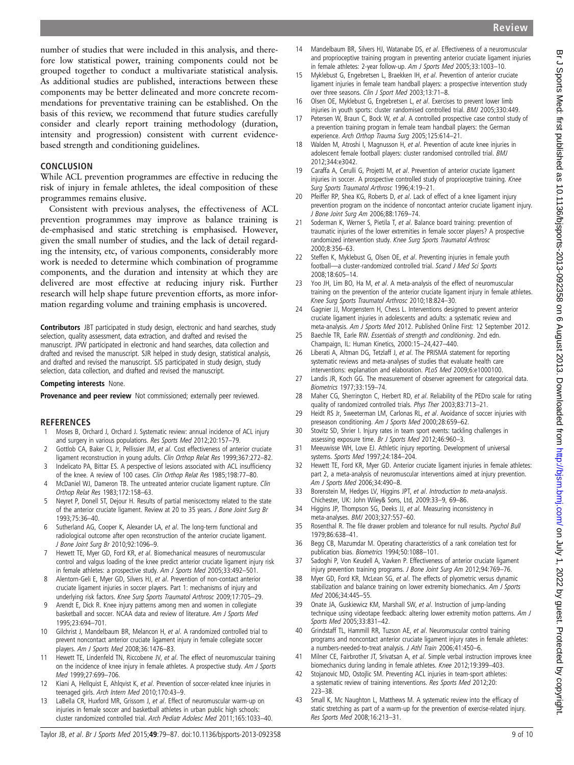number of studies that were included in this analysis, and therefore low statistical power, training components could not be grouped together to conduct a multivariate statistical analysis. As additional studies are published, interactions between these components may be better delineated and more concrete recommendations for preventative training can be established. On the basis of this review, we recommend that future studies carefully consider and clearly report training methodology (duration, intensity and progression) consistent with current evidence-based strength and conditioning guidelines.

## CONCLUSION

While ACL prevention programmes are effective in reducing the risk of injury in female athletes, the ideal composition of these programmes remains elusive.

Consistent with previous analyses, the effectiveness of ACL prevention programmes may improve as balance training is de-emphasised and static stretching is emphasised. However, given the small number of studies, and the lack of detail regarding the intensity, etc, of various components, considerably more work is needed to determine which combination of programme components, and the duration and intensity at which they are delivered are most effective at reducing injury risk. Further research will help shape future prevention efforts, as more information regarding volume and training emphasis is uncovered.

**Contributors** JBT participated in study design, electronic and hand searches, study selection, quality assessment, data extraction, and drafted and revised the manuscript. JPW participated in electronic and hand searches, data collection and drafted and revised the manuscript. SJR helped in study design, statistical analysis, and drafted and revised the manuscript. SJS participated in study design, study selection, data collection, and drafted and revised the manuscript.

**Competing interests** None.

**Provenance and peer review** Not commissioned; externally peer reviewed.

## REFERENCES

1. Moses B, Orchard J, Orchard J. Systematic review: annual incidence of ACL injury and surgery in various populations. *Res Sports Med* 2012;20:157–79.
2. Gottlob CA, Baker CL Jr, Pellissier JM, *et al*. Cost effectiveness of anterior cruciate ligament reconstruction in young adults. *Clin Orthop Relat Res* 1999;367:272–82.
3. Indelicato PA, Bittar ES. A perspective of lesions associated with ACL insufficiency of the knee. A review of 100 cases. *Clin Orthop Relat Res* 1985;198:77–80.
4. McDaniel WJ, Dameron TB. The untreated anterior cruciate ligament rupture. *Clin Orthop Relat Res* 1983;172:158–63.
5. Neyret P, Donell ST, Dejour H. Results of partial meniscectomy related to the state of the anterior cruciate ligament. Review at 20 to 35 years. *J Bone Joint Surg Br* 1993;75:36–40.
6. Sutherland AG, Cooper K, Alexander LA, *et al*. The long-term functional and radiological outcome after open reconstruction of the anterior cruciate ligament. *J Bone Joint Surg Br* 2010;92:1096–9.
7. Hewett TE, Myer GD, Ford KR, *et al*. Biomechanical measures of neuromuscular control and valgus loading of the knee predict anterior cruciate ligament injury risk in female athletes: a prospective study. *Am J Sports Med* 2005;33:492–501.
8. Alentorn-Geli E, Myer GD, Silvers HJ, *et al*. Prevention of non-contact anterior cruciate ligament injuries in soccer players. Part 1: mechanisms of injury and underlying risk factors. *Knee Surg Sports Traumatol Arthrosc* 2009;17:705–29.
9. Arendt E, Dick R. Knee injury patterns among men and women in collegiate basketball and soccer. NCAA data and review of literature. *Am J Sports Med* 1995;23:694–701.
10. Gilchrist J, Mandelbaum BR, Melancon H, *et al*. A randomized controlled trial to prevent noncontact anterior cruciate ligament injury in female collegiate soccer players. *Am J Sports Med* 2008;36:1476–83.
11. Hewett TE, Lindenfeld TN, Riccobene JV, *et al*. The effect of neuromuscular training on the incidence of knee injury in female athletes. A prospective study. *Am J Sports Med* 1999;27:699–706.
12. Kiani A, Hellquist E, Ahlqvist K, *et al*. Prevention of soccer-related knee injuries in teenaged girls. *Arch Intern Med* 2010;170:43–9.
13. LaBella CR, Huxford MR, Grissom J, *et al*. Effect of neuromuscular warm-up on injuries in female soccer and basketball athletes in urban public high schools: cluster randomized controlled trial. *Arch Pediatr Adolesc Med* 2011;165:1033–40.
14. Mandelbaum BR, Silvers HJ, Watanabe DS, *et al*. Effectiveness of a neuromuscular and proprioceptive training program in preventing anterior cruciate ligament injuries in female athletes: 2-year follow-up. *Am J Sports Med* 2005;33:1003–10.
15. Myklebust G, Engebretsen L, Braekken IH, *et al*. Prevention of anterior cruciate ligament injuries in female team handball players: a prospective intervention study over three seasons. *Clin J Sport Med* 2003;13:71–8.
16. Olsen OE, Myklebust G, Engebretsen L, *et al*. Exercises to prevent lower limb injuries in youth sports: cluster randomised controlled trial. *BMJ* 2005;330:449.
17. Petersen W, Braun C, Bock W, *et al*. A controlled prospective case control study of a prevention training program in female team handball players: the German experience. *Arch Orthop Trauma Surg* 2005;125:614–21.
18. Walden M, Atroshi I, Magnusson H, *et al*. Prevention of acute knee injuries in adolescent female football players: cluster randomised controlled trial. *BMJ* 2012;344:e3042.
19. Caraffa A, Cerulli G, Projetti M, *et al*. Prevention of anterior cruciate ligament injuries in soccer. A prospective controlled study of proprioceptive training. *Knee Surg Sports Traumatol Arthrosc* 1996;4:19–21.
20. Pfeiffer RP, Shea KG, Roberts D, *et al*. Lack of effect of a knee ligament injury prevention program on the incidence of noncontact anterior cruciate ligament injury. *J Bone Joint Surg Am* 2006;88:1769–74.
21. Soderman K, Werner S, Pietila T, *et al*. Balance board training: prevention of traumatic injuries of the lower extremities in female soccer players? A prospective randomized intervention study. *Knee Surg Sports Traumatol Arthrosc* 2000;8:356–63.
22. Steffen K, Myklebust G, Olsen OE, *et al*. Preventing injuries in female youth football—a cluster-randomized controlled trial. *Scand J Med Sci Sports* 2008;18:605–14.
23. Yoo JH, Lim BO, Ha M, *et al*. A meta-analysis of the effect of neuromuscular training on the prevention of the anterior cruciate ligament injury in female athletes. *Knee Surg Sports Traumatol Arthrosc* 2010;18:824–30.
24. Gagnier JJ, Morgenstern H, Chess L. Interventions designed to prevent anterior cruciate ligament injuries in adolescents and adults: a systematic review and meta-analysis. *Am J Sports Med* 2012. Published Online First: 12 September 2012.
25. Baechle TR, Earle RW. *Essentials of strength and conditioning*. 2nd edn. Champaign, IL: Human Kinetics, 2000:15–24,427–440.
26. Liberati A, Altman DG, Tetzlaff J, *et al*. The PRISMA statement for reporting systematic reviews and meta-analyses of studies that evaluate health care interventions: explanation and elaboration. *PLoS Med* 2009;6:e1000100.
27. Landis JR, Koch GG. The measurement of observer agreement for categorical data. *Biometrics* 1977;33:159–74.
28. Maher CG, Sherrington C, Herbert RD, *et al*. Reliability of the PEDro scale for rating quality of randomized controlled trials. *Phys Ther* 2003;83:713–21.
29. Heidt RS Jr, Sweeterman LM, Carlonas RL, *et al*. Avoidance of soccer injuries with preseason conditioning. *Am J Sports Med* 2000;28:659–62.
30. Stovitz SD, Shrier I. Injury rates in team sport events: tackling challenges in assessing exposure time. *Br J Sports Med* 2012;46:960–3.
31. Meeuwisse WH, Love EJ. Athletic injury reporting. Development of universal systems. *Sports Med* 1997;24:184–204.
32. Hewett TE, Ford KR, Myer GD. Anterior cruciate ligament injuries in female athletes: part 2, a meta-analysis of neuromuscular interventions aimed at injury prevention. *Am J Sports Med* 2006;34:490–8.
33. Borenstein M, Hedges LV, Higgins JPT, *et al*. *Introduction to meta-analysis*. Chichester, UK: John Wiley& Sons, Ltd, 2009:33–9, 69–86.
34. Higgins JP, Thompson SG, Deeks JJ, *et al*. Measuring inconsistency in meta-analyses. *BMJ* 2003;327:557–60.
35. Rosenthal R. The file drawer problem and tolerance for null results. *Psychol Bull* 1979;86:638–41.
36. Begg CB, Mazumdar M. Operating characteristics of a rank correlation test for publication bias. *Biometrics* 1994;50:1088–101.
37. Sadoghi P, Von Keudell A, Vavken P. Effectiveness of anterior cruciate ligament injury prevention training programs. *J Bone Joint Surg Am* 2012;94:769–76.
38. Myer GD, Ford KR, McLean SG, *et al*. The effects of plyometric versus dynamic stabilization and balance training on lower extremity biomechanics. *Am J Sports Med* 2006;34:445–55.
39. Onate JA, Guskiewicz KM, Marshall SW, *et al*. Instruction of jump-landing technique using videotape feedback: altering lower extremity motion patterns. *Am J Sports Med* 2005;33:831–42.
40. Grindstaff TL, Hammill RR, Tuzson AE, *et al*. Neuromuscular control training programs and noncontact anterior cruciate ligament injury rates in female athletes: a numbers-needed-to-treat analysis. *J Athl Train* 2006;41:450–6.
41. Milner CE, Fairbrother JT, Srivatsan A, *et al*. Simple verbal instruction improves knee biomechanics during landing in female athletes. *Knee* 2012;19:399–403.
42. Stojanovic MD, Ostojic SM. Preventing ACL injuries in team-sport athletes: a systematic review of training interventions. *Res Sports Med* 2012;20:223–38.
43. Small K, Mc Naughton L, Matthews M. A systematic review into the efficacy of static stretching as part of a warm-up for the prevention of exercise-related injury. *Res Sports Med* 2008;16:213–31.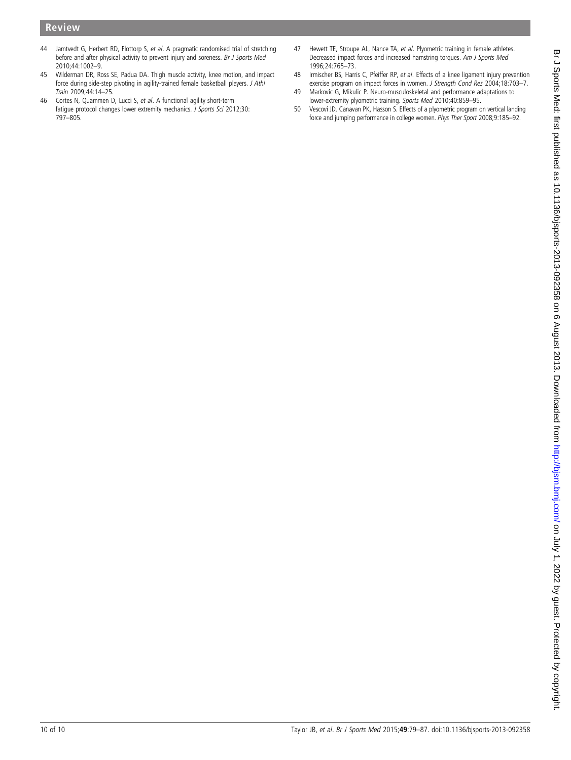44 Jamtvedt G, Herbert RD, Flottorp S, *et al*. A pragmatic randomised trial of stretching before and after physical activity to prevent injury and soreness. *Br J Sports Med* 2010;44:1002–9.

45 Wilderman DR, Ross SE, Padua DA. Thigh muscle activity, knee motion, and impact force during side-step pivoting in agility-trained female basketball players. *J Athl Train* 2009;44:14–25.

46 Cortes N, Quammen D, Lucci S, *et al*. A functional agility short-term fatigue protocol changes lower extremity mechanics. *J Sports Sci* 2012;30:797–805.

47 Hewett TE, Stroupe AL, Nance TA, *et al*. Plyometric training in female athletes. Decreased impact forces and increased hamstring torques. *Am J Sports Med* 1996;24:765–73.

48 Irmischer BS, Harris C, Pfeiffer RP, *et al*. Effects of a knee ligament injury prevention exercise program on impact forces in women. *J Strength Cond Res* 2004;18:703–7.

49 Markovic G, Mikulic P. Neuro-musculoskeletal and performance adaptations to lower-extremity plyometric training. *Sports Med* 2010;40:859–95.

50 Vescovi JD, Canavan PK, Hasson S. Effects of a plyometric program on vertical landing force and jumping performance in college women. *Phys Ther Sport* 2008;9:185–92.